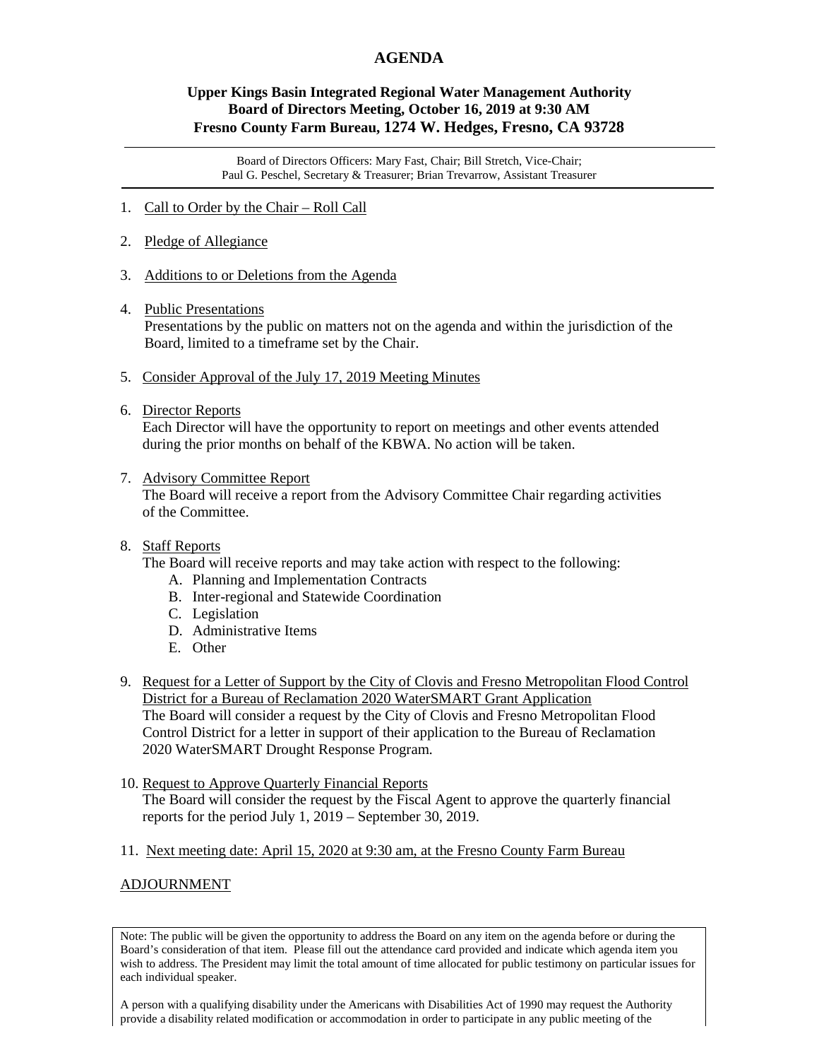# AGENDA

**Upper Kings Basin Integrated Regional Water Management Authority**
**Board of Directors Meeting, October 16, 2019 at 9:30 AM**
**Fresno County Farm Bureau, 1274 W. Hedges, Fresno, CA 93728**

---

Board of Directors Officers: Mary Fast, Chair; Bill Stretch, Vice-Chair;
Paul G. Peschel, Secretary & Treasurer; Brian Trevarrow, Assistant Treasurer

---

1. Call to Order by the Chair – Roll Call

2. Pledge of Allegiance

3. Additions to or Deletions from the Agenda

4. Public Presentations
   Presentations by the public on matters not on the agenda and within the jurisdiction of the Board, limited to a timeframe set by the Chair.

5. Consider Approval of the July 17, 2019 Meeting Minutes

6. Director Reports
   Each Director will have the opportunity to report on meetings and other events attended during the prior months on behalf of the KBWA. No action will be taken.

7. Advisory Committee Report
   The Board will receive a report from the Advisory Committee Chair regarding activities of the Committee.

8. Staff Reports
   The Board will receive reports and may take action with respect to the following:
   A. Planning and Implementation Contracts
   B. Inter-regional and Statewide Coordination
   C. Legislation
   D. Administrative Items
   E. Other

9. Request for a Letter of Support by the City of Clovis and Fresno Metropolitan Flood Control District for a Bureau of Reclamation 2020 WaterSMART Grant Application
   The Board will consider a request by the City of Clovis and Fresno Metropolitan Flood Control District for a letter in support of their application to the Bureau of Reclamation 2020 WaterSMART Drought Response Program.

10. Request to Approve Quarterly Financial Reports
    The Board will consider the request by the Fiscal Agent to approve the quarterly financial reports for the period July 1, 2019 – September 30, 2019.

11. Next meeting date: April 15, 2020 at 9:30 am, at the Fresno County Farm Bureau

ADJOURNMENT

Note: The public will be given the opportunity to address the Board on any item on the agenda before or during the Board's consideration of that item. Please fill out the attendance card provided and indicate which agenda item you wish to address. The President may limit the total amount of time allocated for public testimony on particular issues for each individual speaker.

A person with a qualifying disability under the Americans with Disabilities Act of 1990 may request the Authority provide a disability related modification or accommodation in order to participate in any public meeting of the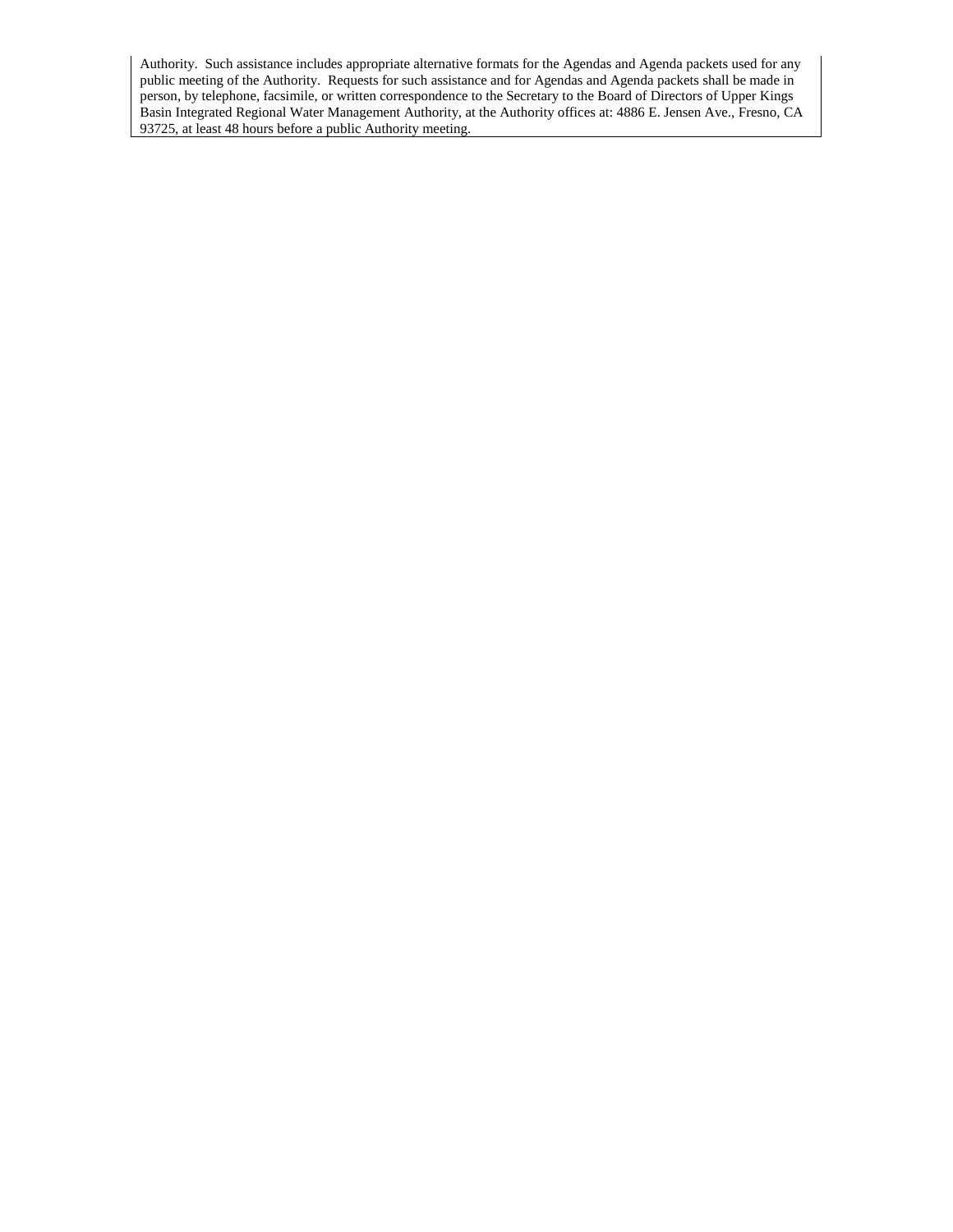Authority. Such assistance includes appropriate alternative formats for the Agendas and Agenda packets used for any public meeting of the Authority. Requests for such assistance and for Agendas and Agenda packets shall be made in person, by telephone, facsimile, or written correspondence to the Secretary to the Board of Directors of Upper Kings Basin Integrated Regional Water Management Authority, at the Authority offices at: 4886 E. Jensen Ave., Fresno, CA 93725, at least 48 hours before a public Authority meeting.